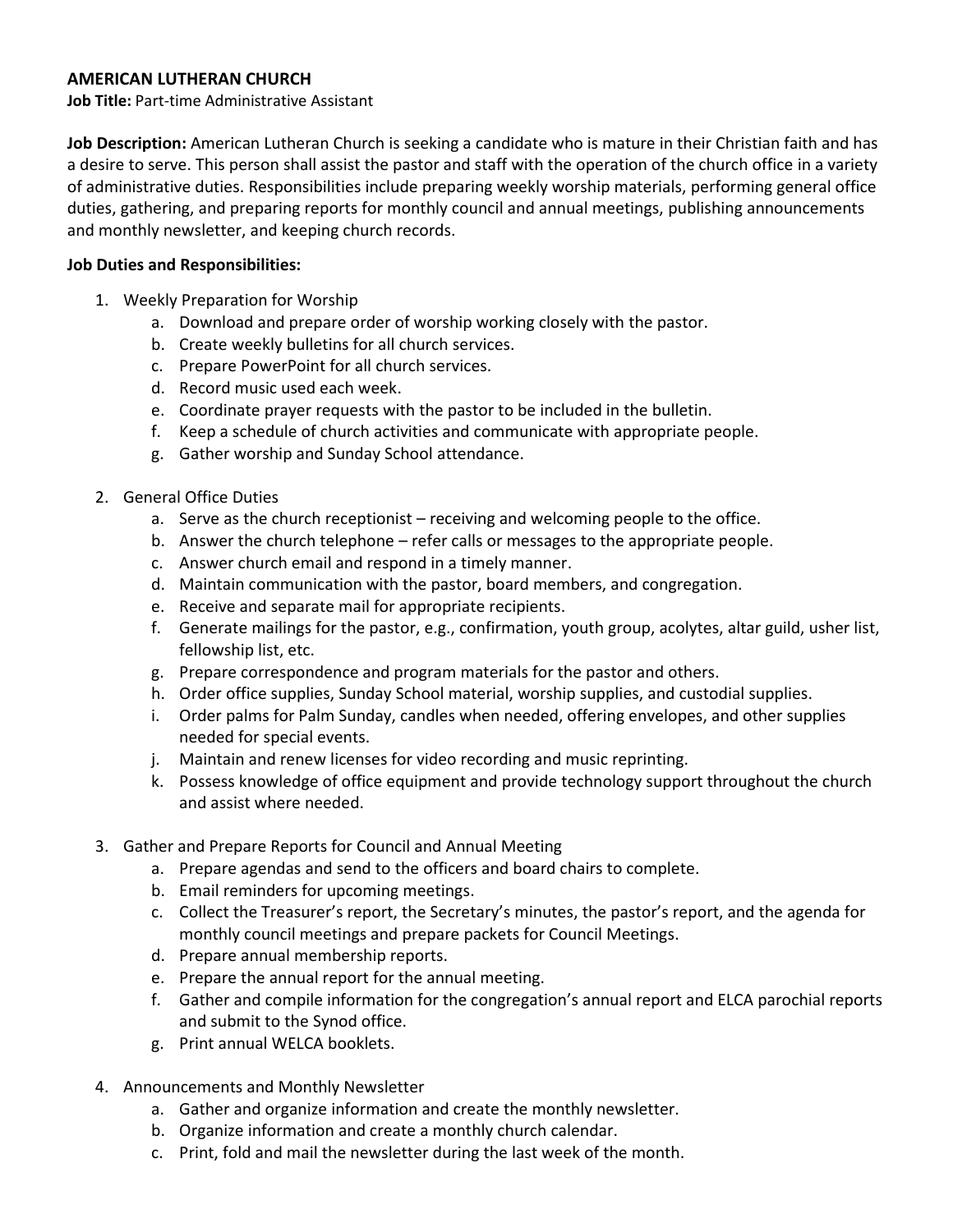**AMERICAN LUTHERAN CHURCH**

**Job Title:** Part-time Administrative Assistant

**Job Description:** American Lutheran Church is seeking a candidate who is mature in their Christian faith and has a desire to serve. This person shall assist the pastor and staff with the operation of the church office in a variety of administrative duties. Responsibilities include preparing weekly worship materials, performing general office duties, gathering, and preparing reports for monthly council and annual meetings, publishing announcements and monthly newsletter, and keeping church records.

**Job Duties and Responsibilities:**

1. Weekly Preparation for Worship
   a. Download and prepare order of worship working closely with the pastor.
   b. Create weekly bulletins for all church services.
   c. Prepare PowerPoint for all church services.
   d. Record music used each week.
   e. Coordinate prayer requests with the pastor to be included in the bulletin.
   f. Keep a schedule of church activities and communicate with appropriate people.
   g. Gather worship and Sunday School attendance.

2. General Office Duties
   a. Serve as the church receptionist – receiving and welcoming people to the office.
   b. Answer the church telephone – refer calls or messages to the appropriate people.
   c. Answer church email and respond in a timely manner.
   d. Maintain communication with the pastor, board members, and congregation.
   e. Receive and separate mail for appropriate recipients.
   f. Generate mailings for the pastor, e.g., confirmation, youth group, acolytes, altar guild, usher list, fellowship list, etc.
   g. Prepare correspondence and program materials for the pastor and others.
   h. Order office supplies, Sunday School material, worship supplies, and custodial supplies.
   i. Order palms for Palm Sunday, candles when needed, offering envelopes, and other supplies needed for special events.
   j. Maintain and renew licenses for video recording and music reprinting.
   k. Possess knowledge of office equipment and provide technology support throughout the church and assist where needed.

3. Gather and Prepare Reports for Council and Annual Meeting
   a. Prepare agendas and send to the officers and board chairs to complete.
   b. Email reminders for upcoming meetings.
   c. Collect the Treasurer's report, the Secretary's minutes, the pastor's report, and the agenda for monthly council meetings and prepare packets for Council Meetings.
   d. Prepare annual membership reports.
   e. Prepare the annual report for the annual meeting.
   f. Gather and compile information for the congregation's annual report and ELCA parochial reports and submit to the Synod office.
   g. Print annual WELCA booklets.

4. Announcements and Monthly Newsletter
   a. Gather and organize information and create the monthly newsletter.
   b. Organize information and create a monthly church calendar.
   c. Print, fold and mail the newsletter during the last week of the month.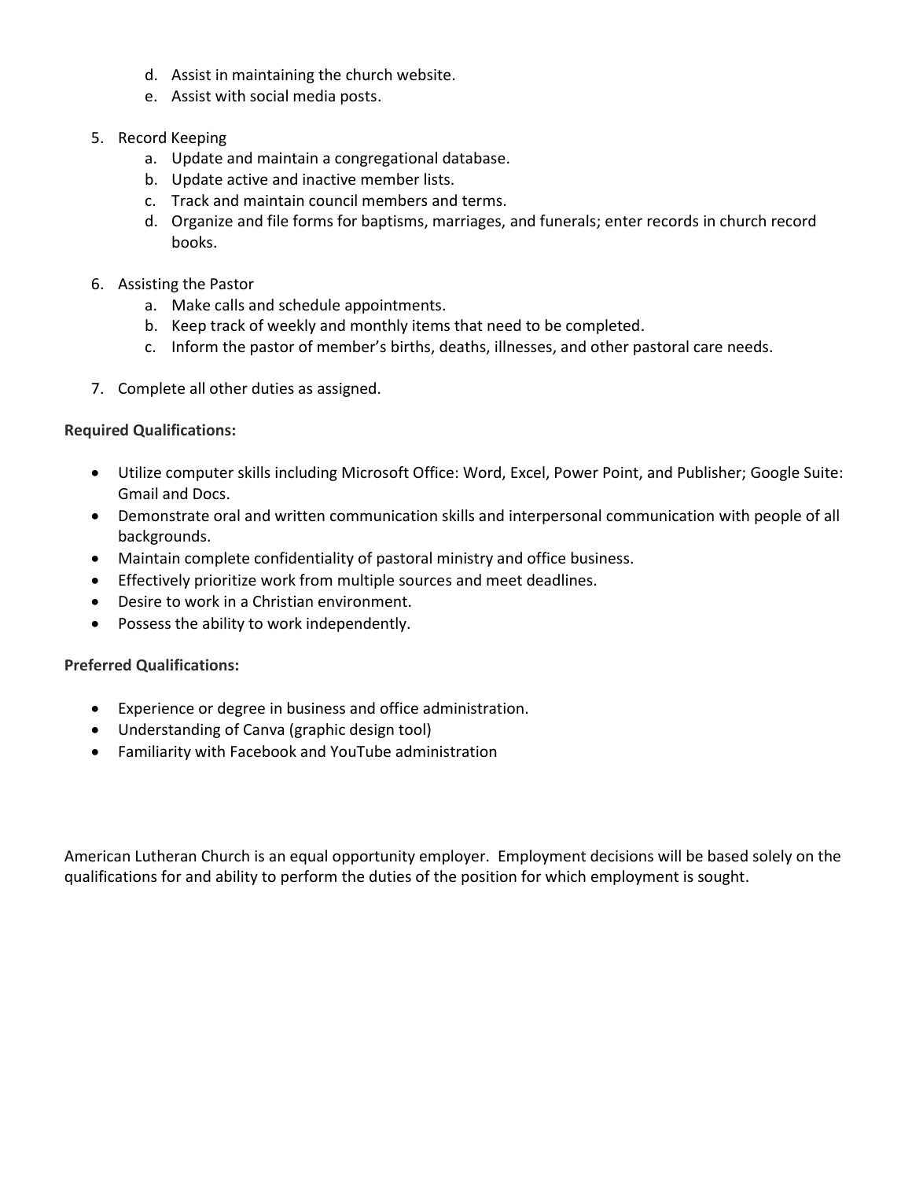d. Assist in maintaining the church website.
   e. Assist with social media posts.

5. Record Keeping
   a. Update and maintain a congregational database.
   b. Update active and inactive member lists.
   c. Track and maintain council members and terms.
   d. Organize and file forms for baptisms, marriages, and funerals; enter records in church record books.

6. Assisting the Pastor
   a. Make calls and schedule appointments.
   b. Keep track of weekly and monthly items that need to be completed.
   c. Inform the pastor of member's births, deaths, illnesses, and other pastoral care needs.

7. Complete all other duties as assigned.

**Required Qualifications:**

- Utilize computer skills including Microsoft Office: Word, Excel, Power Point, and Publisher; Google Suite: Gmail and Docs.
- Demonstrate oral and written communication skills and interpersonal communication with people of all backgrounds.
- Maintain complete confidentiality of pastoral ministry and office business.
- Effectively prioritize work from multiple sources and meet deadlines.
- Desire to work in a Christian environment.
- Possess the ability to work independently.

**Preferred Qualifications:**

- Experience or degree in business and office administration.
- Understanding of Canva (graphic design tool)
- Familiarity with Facebook and YouTube administration

American Lutheran Church is an equal opportunity employer. Employment decisions will be based solely on the qualifications for and ability to perform the duties of the position for which employment is sought.